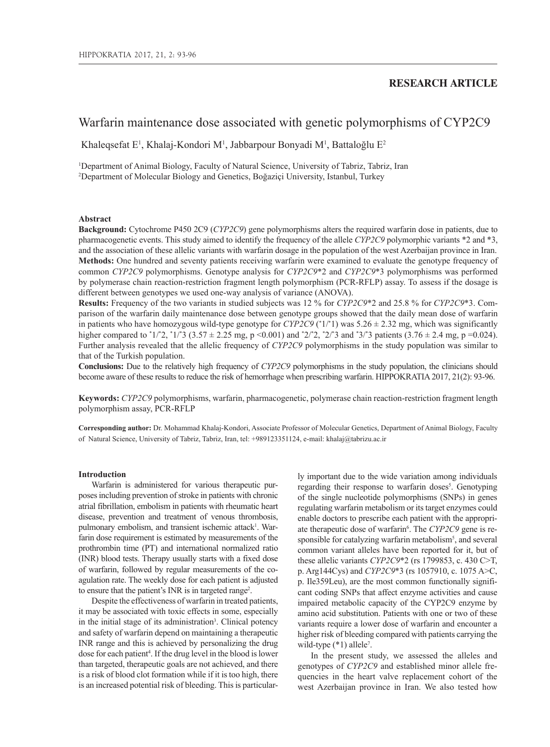**RESEARCH ARTICLE**

# Warfarin maintenance dose associated with genetic polymorphisms of CYP2C9

Khaleqsefat E[1], Khalaj-Kondori M[1], Jabbarpour Bonyadi M[1], Battaloğlu E[2]

[1]Department of Animal Biology, Faculty of Natural Science, University of Tabriz, Tabriz, Iran
[2]Department of Molecular Biology and Genetics, Boğaziçi University, Istanbul, Turkey

### Abstract

**Background:** Cytochrome P450 2C9 (*CYP2C9*) gene polymorphisms alters the required warfarin dose in patients, due to pharmacogenetic events. This study aimed to identify the frequency of the allele *CYP2C9* polymorphic variants *2 and *3, and the association of these allelic variants with warfarin dosage in the population of the west Azerbaijan province in Iran.

**Methods:** One hundred and seventy patients receiving warfarin were examined to evaluate the genotype frequency of common *CYP2C9* polymorphisms. Genotype analysis for *CYP2C9**2 and *CYP2C9**3 polymorphisms was performed by polymerase chain reaction-restriction fragment length polymorphism (PCR-RFLP) assay. To assess if the dosage is different between genotypes we used one-way analysis of variance (ANOVA).

**Results:** Frequency of the two variants in studied subjects was 12 % for *CYP2C9**2 and 25.8 % for *CYP2C9**3. Comparison of the warfarin daily maintenance dose between genotype groups showed that the daily mean dose of warfarin in patients who have homozygous wild-type genotype for *CYP2C9* (*1/*1) was 5.26 ± 2.32 mg, which was significantly higher compared to *1/*2, *1/*3 (3.57 ± 2.25 mg, $p < 0.001$) and *2/*2, *2/*3 and *3/*3 patients (3.76 ± 2.4 mg, $p = 0.024$). Further analysis revealed that the allelic frequency of *CYP2C9* polymorphisms in the study population was similar to that of the Turkish population.

**Conclusions:** Due to the relatively high frequency of *CYP2C9* polymorphisms in the study population, the clinicians should become aware of these results to reduce the risk of hemorrhage when prescribing warfarin. HIPPOKRATIA 2017, 21(2): 93-96.

**Keywords:** *CYP2C9* polymorphisms, warfarin, pharmacogenetic, polymerase chain reaction-restriction fragment length polymorphism assay, PCR-RFLP

**Corresponding author:** Dr. Mohammad Khalaj-Kondori, Associate Professor of Molecular Genetics, Department of Animal Biology, Faculty of Natural Science, University of Tabriz, Tabriz, Iran, tel: +989123351124, e-mail: khalaj@tabrizu.ac.ir

### Introduction

Warfarin is administered for various therapeutic purposes including prevention of stroke in patients with chronic atrial fibrillation, embolism in patients with rheumatic heart disease, prevention and treatment of venous thrombosis, pulmonary embolism, and transient ischemic attack[1]. Warfarin dose requirement is estimated by measurements of the prothrombin time (PT) and international normalized ratio (INR) blood tests. Therapy usually starts with a fixed dose of warfarin, followed by regular measurements of the coagulation rate. The weekly dose for each patient is adjusted to ensure that the patient's INR is in targeted range[2].

Despite the effectiveness of warfarin in treated patients, it may be associated with toxic effects in some, especially in the initial stage of its administration[3]. Clinical potency and safety of warfarin depend on maintaining a therapeutic INR range and this is achieved by personalizing the drug dose for each patient[4]. If the drug level in the blood is lower than targeted, therapeutic goals are not achieved, and there is a risk of blood clot formation while if it is too high, there is an increased potential risk of bleeding. This is particularly important due to the wide variation among individuals regarding their response to warfarin doses[5]. Genotyping of the single nucleotide polymorphisms (SNPs) in genes regulating warfarin metabolism or its target enzymes could enable doctors to prescribe each patient with the appropriate therapeutic dose of warfarin[6]. The *CYP2C9* gene is responsible for catalyzing warfarin metabolism[5], and several common variant alleles have been reported for it, but of these allelic variants *CYP2C9**2 (rs 1799853, c. 430 C>T, p. Arg144Cys) and *CYP2C9**3 (rs 1057910, c. 1075 A>C, p. Ile359Leu), are the most common functionally significant coding SNPs that affect enzyme activities and cause impaired metabolic capacity of the CYP2C9 enzyme by amino acid substitution. Patients with one or two of these variants require a lower dose of warfarin and encounter a higher risk of bleeding compared with patients carrying the wild-type (*1) allele[7].

In the present study, we assessed the alleles and genotypes of *CYP2C9* and established minor allele frequencies in the heart valve replacement cohort of the west Azerbaijan province in Iran. We also tested how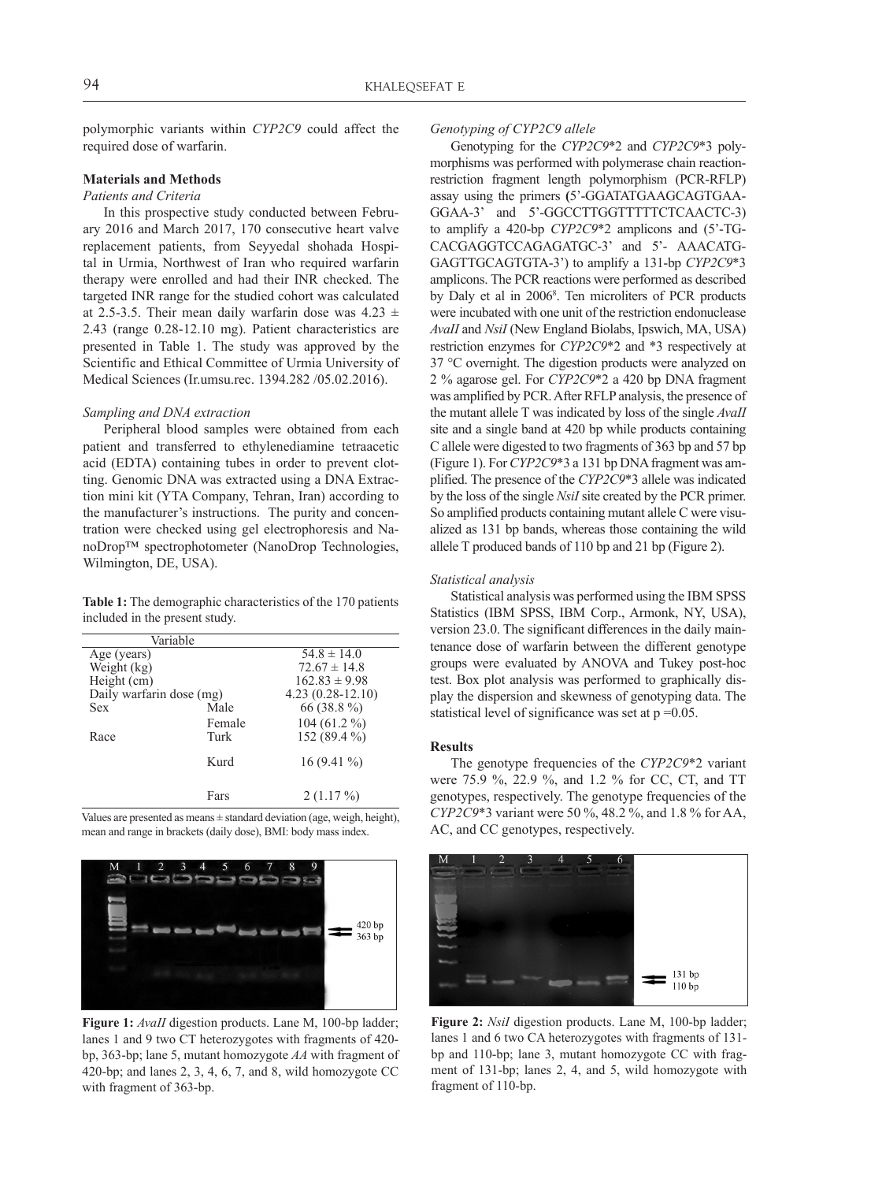polymorphic variants within *CYP2C9* could affect the required dose of warfarin.

## Materials and Methods

### *Patients and Criteria*

In this prospective study conducted between February 2016 and March 2017, 170 consecutive heart valve replacement patients, from Seyyedal shohada Hospital in Urmia, Northwest of Iran who required warfarin therapy were enrolled and had their INR checked. The targeted INR range for the studied cohort was calculated at 2.5-3.5. Their mean daily warfarin dose was 4.23 ± 2.43 (range 0.28-12.10 mg). Patient characteristics are presented in Table 1. The study was approved by the Scientific and Ethical Committee of Urmia University of Medical Sciences (Ir.umsu.rec. 1394.282 /05.02.2016).

### *Sampling and DNA extraction*

Peripheral blood samples were obtained from each patient and transferred to ethylenediamine tetraacetic acid (EDTA) containing tubes in order to prevent clotting. Genomic DNA was extracted using a DNA Extraction mini kit (YTA Company, Tehran, Iran) according to the manufacturer's instructions. The purity and concentration were checked using gel electrophoresis and NanoDrop™ spectrophotometer (NanoDrop Technologies, Wilmington, DE, USA).

**Table 1:** The demographic characteristics of the 170 patients included in the present study.

| Variable | | |
|---|---|---|
| Age (years) | | 54.8 ± 14.0 |
| Weight (kg) | | 72.67 ± 14.8 |
| Height (cm) | | 162.83 ± 9.98 |
| Daily warfarin dose (mg) | | 4.23 (0.28-12.10) |
| Sex | Male | 66 (38.8 %) |
| | Female | 104 (61.2 %) |
| Race | Turk | 152 (89.4 %) |
| | Kurd | 16 (9.41 %) |
| | Fars | 2 (1.17 %) |

Values are presented as means ± standard deviation (age, weigh, height), mean and range in brackets (daily dose), BMI: body mass index.

**Figure 1:** *AvaII* digestion products. Lane M, 100-bp ladder; lanes 1 and 9 two CT heterozygotes with fragments of 420-bp, 363-bp; lane 5, mutant homozygote *AA* with fragment of 420-bp; and lanes 2, 3, 4, 6, 7, and 8, wild homozygote CC with fragment of 363-bp.

### *Genotyping of CYP2C9 allele*

Genotyping for the *CYP2C9*\*2 and *CYP2C9*\*3 polymorphisms was performed with polymerase chain reaction-restriction fragment length polymorphism (PCR-RFLP) assay using the primers (5'-GGATATGAAGCAGTGAAGGAA-3' and 5'-GGCCTTGGTTTTTCTCAACTC-3) to amplify a 420-bp *CYP2C9*\*2 amplicons and (5'-TGCACGAGGTCCAGAGATGC-3' and 5'- AAACATGGAGTTGCAGTGTA-3') to amplify a 131-bp *CYP2C9*\*3 amplicons. The PCR reactions were performed as described by Daly et al in 2006[8]. Ten microliters of PCR products were incubated with one unit of the restriction endonuclease *AvaII* and *NsiI* (New England Biolabs, Ipswich, MA, USA) restriction enzymes for *CYP2C9*\*2 and \*3 respectively at 37 °C overnight. The digestion products were analyzed on 2 % agarose gel. For *CYP2C9*\*2 a 420 bp DNA fragment was amplified by PCR. After RFLP analysis, the presence of the mutant allele T was indicated by loss of the single *AvaII* site and a single band at 420 bp while products containing C allele were digested to two fragments of 363 bp and 57 bp (Figure 1). For *CYP2C9*\*3 a 131 bp DNA fragment was amplified. The presence of the *CYP2C9*\*3 allele was indicated by the loss of the single *NsiI* site created by the PCR primer. So amplified products containing mutant allele C were visualized as 131 bp bands, whereas those containing the wild allele T produced bands of 110 bp and 21 bp (Figure 2).

### *Statistical analysis*

Statistical analysis was performed using the IBM SPSS Statistics (IBM SPSS, IBM Corp., Armonk, NY, USA), version 23.0. The significant differences in the daily maintenance dose of warfarin between the different genotype groups were evaluated by ANOVA and Tukey post-hoc test. Box plot analysis was performed to graphically display the dispersion and skewness of genotyping data. The statistical level of significance was set at $p = 0.05$.

## Results

The genotype frequencies of the *CYP2C9*\*2 variant were 75.9 %, 22.9 %, and 1.2 % for CC, CT, and TT genotypes, respectively. The genotype frequencies of the *CYP2C9*\*3 variant were 50 %, 48.2 %, and 1.8 % for AA, AC, and CC genotypes, respectively.

**Figure 2:** *NsiI* digestion products. Lane M, 100-bp ladder; lanes 1 and 6 two CA heterozygotes with fragments of 131-bp and 110-bp; lane 3, mutant homozygote CC with fragment of 131-bp; lanes 2, 4, and 5, wild homozygote with fragment of 110-bp.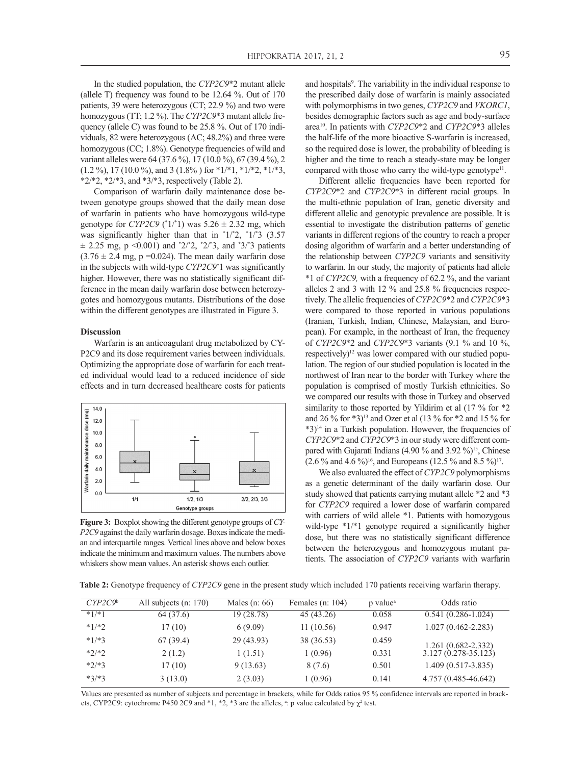In the studied population, the *CYP2C9*\*2 mutant allele (allele T) frequency was found to be 12.64 %. Out of 170 patients, 39 were heterozygous (CT; 22.9 %) and two were homozygous (TT; 1.2 %). The *CYP2C9*\*3 mutant allele frequency (allele C) was found to be 25.8 %. Out of 170 individuals, 82 were heterozygous (AC; 48.2%) and three were homozygous (CC; 1.8%). Genotype frequencies of wild and variant alleles were 64 (37.6 %), 17 (10.0 %), 67 (39.4 %), 2 (1.2 %), 17 (10.0 %), and 3 (1.8% ) for \*1/\*1, \*1/\*2, \*1/\*3, \*2/\*2, \*2/\*3, and \*3/\*3, respectively (Table 2).

Comparison of warfarin daily maintenance dose between genotype groups showed that the daily mean dose of warfarin in patients who have homozygous wild-type genotype for *CYP2C9* (\*1/\*1) was 5.26 ± 2.32 mg, which was significantly higher than that in \*1/\*2, \*1/\*3 (3.57 ± 2.25 mg, p <0.001) and \*2/\*2, \*2/\*3, and \*3/\*3 patients (3.76 ± 2.4 mg, p =0.024). The mean daily warfarin dose in the subjects with wild-type *CYP2C9*\*1 was significantly higher. However, there was no statistically significant difference in the mean daily warfarin dose between heterozygotes and homozygous mutants. Distributions of the dose within the different genotypes are illustrated in Figure 3.

## Discussion

Warfarin is an anticoagulant drug metabolized by CYP2C9 and its dose requirement varies between individuals. Optimizing the appropriate dose of warfarin for each treated individual would lead to a reduced incidence of side effects and in turn decreased healthcare costs for patients and hospitals[9]. The variability in the individual response to the prescribed daily dose of warfarin is mainly associated with polymorphisms in two genes, *CYP2C9* and *VKORC1*, besides demographic factors such as age and body-surface area[10]. In patients with *CYP2C9*\*2 and *CYP2C9*\*3 alleles the half-life of the more bioactive S-warfarin is increased, so the required dose is lower, the probability of bleeding is higher and the time to reach a steady-state may be longer compared with those who carry the wild-type genotype[11].

**Figure 3:** Boxplot showing the different genotype groups of *CYP2C9* against the daily warfarin dosage. Boxes indicate the median and interquartile ranges. Vertical lines above and below boxes indicate the minimum and maximum values. The numbers above whiskers show mean values. An asterisk shows each outlier.

Different allelic frequencies have been reported for *CYP2C9*\*2 and *CYP2C9*\*3 in different racial groups. In the multi-ethnic population of Iran, genetic diversity and different allelic and genotypic prevalence are possible. It is essential to investigate the distribution patterns of genetic variants in different regions of the country to reach a proper dosing algorithm of warfarin and a better understanding of the relationship between *CYP2C9* variants and sensitivity to warfarin. In our study, the majority of patients had allele \*1 of *CYP2C9,* with a frequency of 62.2 %, and the variant alleles 2 and 3 with 12 % and 25.8 % frequencies respectively. The allelic frequencies of *CYP2C9*\*2 and *CYP2C9*\*3 were compared to those reported in various populations (Iranian, Turkish, Indian, Chinese, Malaysian, and European). For example, in the northeast of Iran, the frequency of *CYP2C9*\*2 and *CYP2C9*\*3 variants (9.1 % and 10 %, respectively)[12] was lower compared with our studied population. The region of our studied population is located in the northwest of Iran near to the border with Turkey where the population is comprised of mostly Turkish ethnicities. So we compared our results with those in Turkey and observed similarity to those reported by Yildirim et al (17 % for \*2 and 26 % for \*3)[13] and Ozer et al (13 % for \*2 and 15 % for \*3)[14] in a Turkish population. However, the frequencies of *CYP2C9*\*2 and *CYP2C9*\*3 in our study were different compared with Gujarati Indians (4.90 % and 3.92 %)[15], Chinese (2.6 % and 4.6 %)[16], and Europeans (12.5 % and 8.5 %)[17].

We also evaluated the effect of *CYP2C9* polymorphisms as a genetic determinant of the daily warfarin dose. Our study showed that patients carrying mutant allele \*2 and \*3 for *CYP2C9* required a lower dose of warfarin compared with carriers of wild allele \*1. Patients with homozygous wild-type \*1/\*1 genotype required a significantly higher dose, but there was no statistically significant difference between the heterozygous and homozygous mutant patients. The association of *CYP2C9* variants with warfarin

**Table 2:** Genotype frequency of *CYP2C9* gene in the present study which included 170 patients receiving warfarin therapy.

| *CYP2C9*[b] | All subjects (n: 170) | Males (n: 66) | Females (n: 104) | p value[a] | Odds ratio |
|---|---|---|---|---|---|
| \*1/\*1 | 64 (37.6) | 19 (28.78) | 45 (43.26) | 0.058 | 0.541 (0.286-1.024) |
| \*1/\*2 | 17 (10) | 6 (9.09) | 11 (10.56) | 0.947 | 1.027 (0.462-2.283) |
| \*1/\*3 | 67 (39.4) | 29 (43.93) | 38 (36.53) | 0.459 | 1.261 (0.682-2.332) |
| \*2/\*2 | 2 (1.2) | 1 (1.51) | 1 (0.96) | 0.331 | 3.127 (0.278-35.123) |
| \*2/\*3 | 17 (10) | 9 (13.63) | 8 (7.6) | 0.501 | 1.409 (0.517-3.835) |
| \*3/\*3 | 3 (13.0) | 2 (3.03) | 1 (0.96) | 0.141 | 4.757 (0.485-46.642) |

Values are presented as number of subjects and percentage in brackets, while for Odds ratios 95 % confidence intervals are reported in brackets, CYP2C9: cytochrome P450 2C9 and \*1, \*2, \*3 are the alleles, [a]: p value calculated by $\chi^2$ test.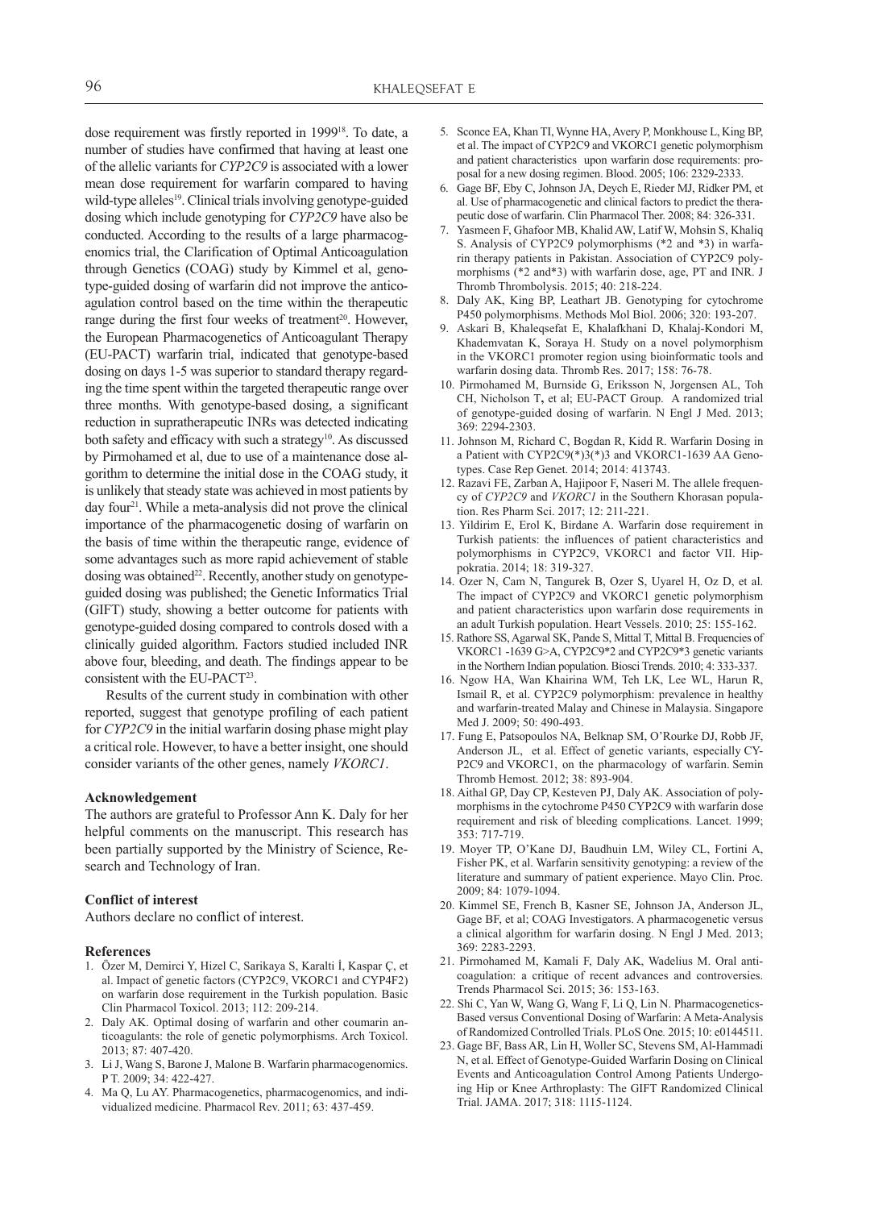dose requirement was firstly reported in 1999[18]. To date, a number of studies have confirmed that having at least one of the allelic variants for *CYP2C9* is associated with a lower mean dose requirement for warfarin compared to having wild-type alleles[19]. Clinical trials involving genotype-guided dosing which include genotyping for *CYP2C9* have also be conducted. According to the results of a large pharmacogenomics trial, the Clarification of Optimal Anticoagulation through Genetics (COAG) study by Kimmel et al, genotype-guided dosing of warfarin did not improve the anticoagulation control based on the time within the therapeutic range during the first four weeks of treatment[20]. However, the European Pharmacogenetics of Anticoagulant Therapy (EU-PACT) warfarin trial, indicated that genotype-based dosing on days 1-5 was superior to standard therapy regarding the time spent within the targeted therapeutic range over three months. With genotype-based dosing, a significant reduction in supratherapeutic INRs was detected indicating both safety and efficacy with such a strategy[10]. As discussed by Pirmohamed et al, due to use of a maintenance dose algorithm to determine the initial dose in the COAG study, it is unlikely that steady state was achieved in most patients by day four[21]. While a meta-analysis did not prove the clinical importance of the pharmacogenetic dosing of warfarin on the basis of time within the therapeutic range, evidence of some advantages such as more rapid achievement of stable dosing was obtained[22]. Recently, another study on genotype-guided dosing was published; the Genetic Informatics Trial (GIFT) study, showing a better outcome for patients with genotype-guided dosing compared to controls dosed with a clinically guided algorithm. Factors studied included INR above four, bleeding, and death. The findings appear to be consistent with the EU-PACT[23].

Results of the current study in combination with other reported, suggest that genotype profiling of each patient for *CYP2C9* in the initial warfarin dosing phase might play a critical role. However, to have a better insight, one should consider variants of the other genes, namely *VKORC1*.

**Acknowledgement**

The authors are grateful to Professor Ann K. Daly for her helpful comments on the manuscript. This research has been partially supported by the Ministry of Science, Research and Technology of Iran.

**Conflict of interest**

Authors declare no conflict of interest.

**References**

1. Özer M, Demirci Y, Hizel C, Sarikaya S, Karalti İ, Kaspar Ç, et al. Impact of genetic factors (CYP2C9, VKORC1 and CYP4F2) on warfarin dose requirement in the Turkish population. Basic Clin Pharmacol Toxicol. 2013; 112: 209-214.
2. Daly AK. Optimal dosing of warfarin and other coumarin anticoagulants: the role of genetic polymorphisms. Arch Toxicol. 2013; 87: 407-420.
3. Li J, Wang S, Barone J, Malone B. Warfarin pharmacogenomics. P T. 2009; 34: 422-427.
4. Ma Q, Lu AY. Pharmacogenetics, pharmacogenomics, and individualized medicine. Pharmacol Rev. 2011; 63: 437-459.
5. Sconce EA, Khan TI, Wynne HA, Avery P, Monkhouse L, King BP, et al. The impact of CYP2C9 and VKORC1 genetic polymorphism and patient characteristics upon warfarin dose requirements: proposal for a new dosing regimen. Blood. 2005; 106: 2329-2333.
6. Gage BF, Eby C, Johnson JA, Deych E, Rieder MJ, Ridker PM, et al. Use of pharmacogenetic and clinical factors to predict the therapeutic dose of warfarin. Clin Pharmacol Ther. 2008; 84: 326-331.
7. Yasmeen F, Ghafoor MB, Khalid AW, Latif W, Mohsin S, Khaliq S. Analysis of CYP2C9 polymorphisms (*2 and *3) in warfarin therapy patients in Pakistan. Association of CYP2C9 polymorphisms (*2 and*3) with warfarin dose, age, PT and INR. J Thromb Thrombolysis. 2015; 40: 218-224.
8. Daly AK, King BP, Leathart JB. Genotyping for cytochrome P450 polymorphisms. Methods Mol Biol. 2006; 320: 193-207.
9. Askari B, Khaleqsefat E, Khalafkhani D, Khalaj-Kondori M, Khademvatan K, Soraya H. Study on a novel polymorphism in the VKORC1 promoter region using bioinformatic tools and warfarin dosing data. Thromb Res. 2017; 158: 76-78.
10. Pirmohamed M, Burnside G, Eriksson N, Jorgensen AL, Toh CH, Nicholson T**,** et al; EU-PACT Group. A randomized trial of genotype-guided dosing of warfarin. N Engl J Med. 2013; 369: 2294-2303.
11. Johnson M, Richard C, Bogdan R, Kidd R. Warfarin Dosing in a Patient with CYP2C9(*)3(*)3 and VKORC1-1639 AA Genotypes. Case Rep Genet. 2014; 2014: 413743.
12. Razavi FE, Zarban A, Hajipoor F, Naseri M. The allele frequency of *CYP2C9* and *VKORC1* in the Southern Khorasan population. Res Pharm Sci. 2017; 12: 211-221.
13. Yildirim E, Erol K, Birdane A. Warfarin dose requirement in Turkish patients: the influences of patient characteristics and polymorphisms in CYP2C9, VKORC1 and factor VII. Hippokratia. 2014; 18: 319-327.
14. Ozer N, Cam N, Tangurek B, Ozer S, Uyarel H, Oz D, et al. The impact of CYP2C9 and VKORC1 genetic polymorphism and patient characteristics upon warfarin dose requirements in an adult Turkish population. Heart Vessels. 2010; 25: 155-162.
15. Rathore SS, Agarwal SK, Pande S, Mittal T, Mittal B. Frequencies of VKORC1 -1639 G>A, CYP2C9*2 and CYP2C9*3 genetic variants in the Northern Indian population. Biosci Trends. 2010; 4: 333-337.
16. Ngow HA, Wan Khairina WM, Teh LK, Lee WL, Harun R, Ismail R, et al. CYP2C9 polymorphism: prevalence in healthy and warfarin-treated Malay and Chinese in Malaysia. Singapore Med J. 2009; 50: 490-493.
17. Fung E, Patsopoulos NA, Belknap SM, O'Rourke DJ, Robb JF, Anderson JL, et al. Effect of genetic variants, especially CYP2C9 and VKORC1, on the pharmacology of warfarin. Semin Thromb Hemost. 2012; 38: 893-904.
18. Aithal GP, Day CP, Kesteven PJ, Daly AK. Association of polymorphisms in the cytochrome P450 CYP2C9 with warfarin dose requirement and risk of bleeding complications. Lancet. 1999; 353: 717-719.
19. Moyer TP, O'Kane DJ, Baudhuin LM, Wiley CL, Fortini A, Fisher PK, et al. Warfarin sensitivity genotyping: a review of the literature and summary of patient experience. Mayo Clin. Proc. 2009; 84: 1079-1094.
20. Kimmel SE, French B, Kasner SE, Johnson JA, Anderson JL, Gage BF, et al; COAG Investigators. A pharmacogenetic versus a clinical algorithm for warfarin dosing. N Engl J Med. 2013; 369: 2283-2293.
21. Pirmohamed M, Kamali F, Daly AK, Wadelius M. Oral anticoagulation: a critique of recent advances and controversies. Trends Pharmacol Sci. 2015; 36: 153-163.
22. Shi C, Yan W, Wang G, Wang F, Li Q, Lin N. Pharmacogenetics-Based versus Conventional Dosing of Warfarin: A Meta-Analysis of Randomized Controlled Trials. PLoS One. 2015; 10: e0144511.
23. Gage BF, Bass AR, Lin H, Woller SC, Stevens SM, Al-Hammadi N, et al. Effect of Genotype-Guided Warfarin Dosing on Clinical Events and Anticoagulation Control Among Patients Undergoing Hip or Knee Arthroplasty: The GIFT Randomized Clinical Trial. JAMA. 2017; 318: 1115-1124.